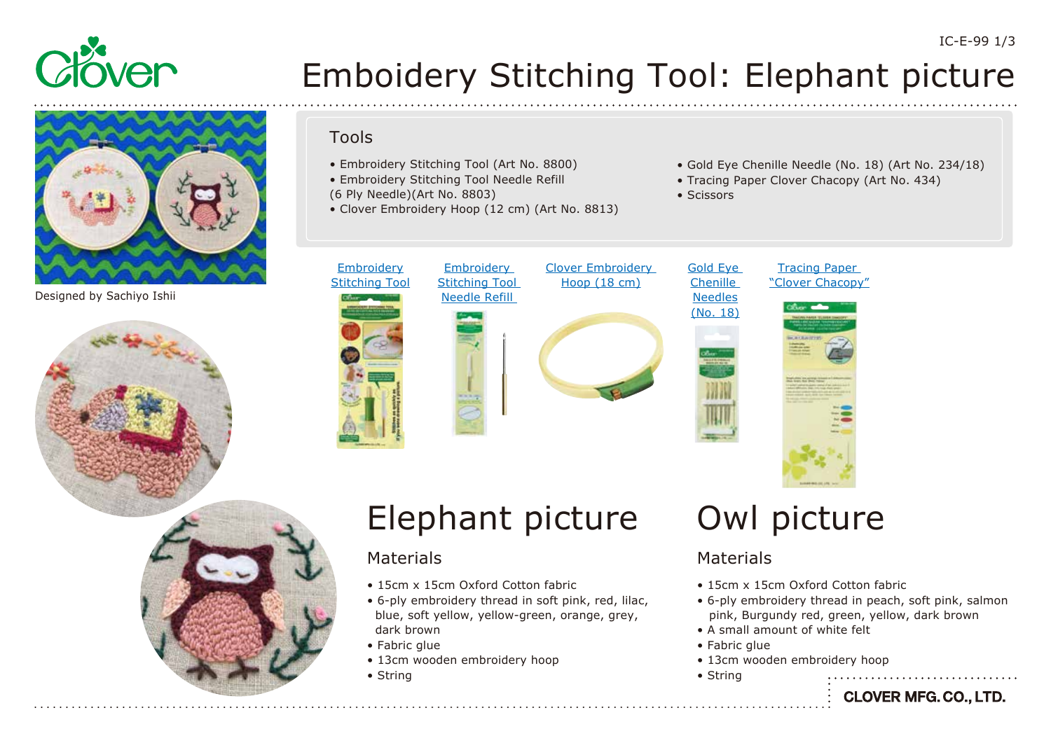# Emboidery Stitching Tool: Elephant picture

Designed by Sachiyo Ishii

## Tools

- Embroidery Stitching Tool (Art No. 8800)
- Embroidery Stitching Tool Needle Refill (6 Ply Needle)(Art No. 8803)
- Clover Embroidery Hoop (12 cm) (Art No. 8813)
- Gold Eye Chenille Needle (No. 18) (Art No. 234/18)
- Tracing Paper Clover Chacopy (Art No. 434)
- Scissors

Embroidery Stitching Tool

Embroidery Stitching Tool Needle Refill

Clover Embroidery Hoop (18 cm)

Gold Eye Chenille Needles (No. 18)

Tracing Paper "Clover Chacopy"

# Elephant picture

## Materials

- 15cm x 15cm Oxford Cotton fabric
- 6-ply embroidery thread in soft pink, red, lilac, blue, soft yellow, yellow-green, orange, grey, dark brown
- Fabric glue
- 13cm wooden embroidery hoop
- String

# Owl picture

## Materials

- 15cm x 15cm Oxford Cotton fabric
- 6-ply embroidery thread in peach, soft pink, salmon pink, Burgundy red, green, yellow, dark brown
- A small amount of white felt
- Fabric glue
- 13cm wooden embroidery hoop
- String

CLOVER MFG. CO., LTD.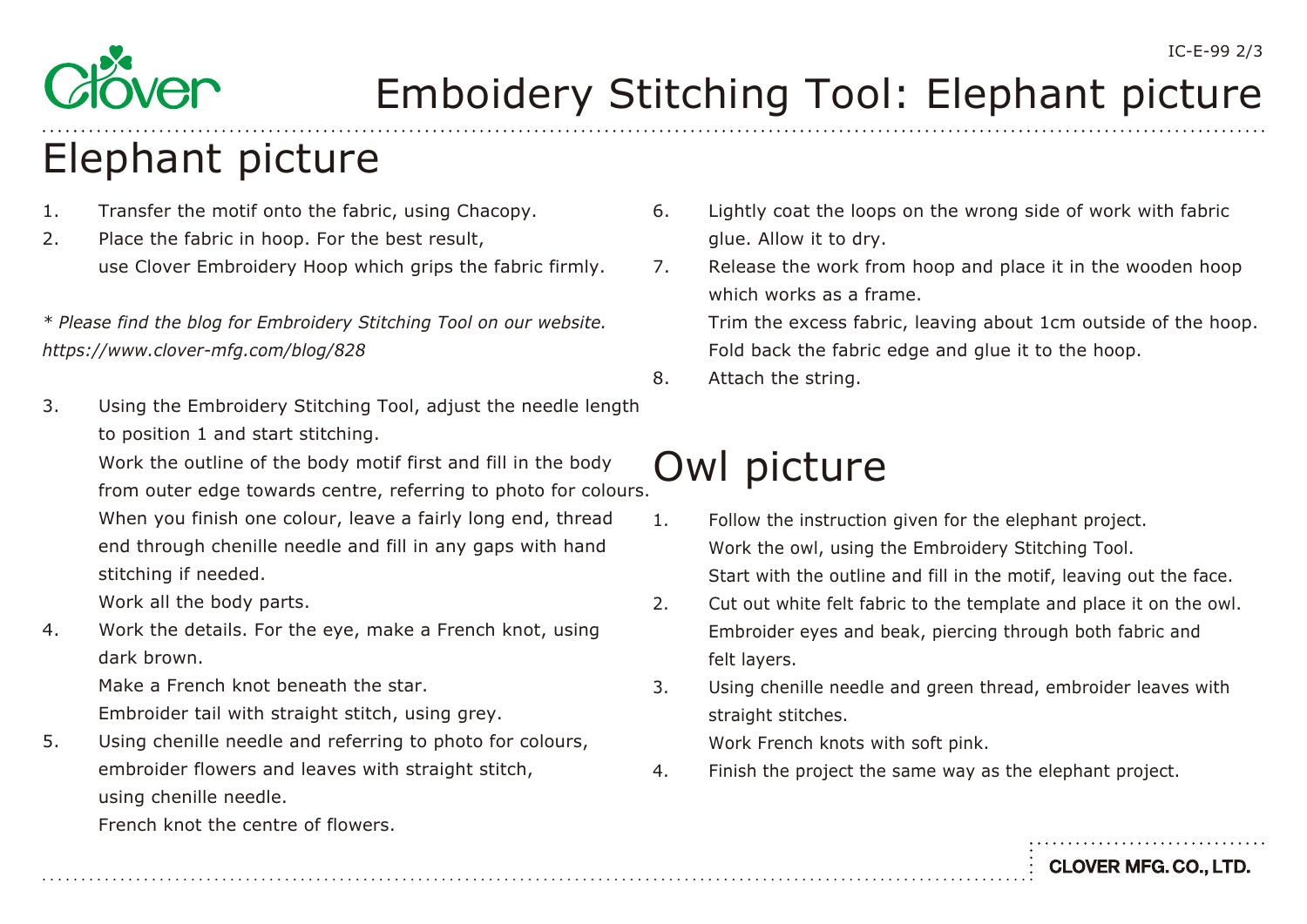# Emboidery Stitching Tool: Elephant picture

## Elephant picture

1. Transfer the motif onto the fabric, using Chacopy.
2. Place the fabric in hoop. For the best result, use Clover Embroidery Hoop which grips the fabric firmly.

*\* Please find the blog for Embroidery Stitching Tool on our website.*
*https://www.clover-mfg.com/blog/828*

3. Using the Embroidery Stitching Tool, adjust the needle length to position 1 and start stitching.
   Work the outline of the body motif first and fill in the body from outer edge towards centre, referring to photo for colours.
   When you finish one colour, leave a fairly long end, thread end through chenille needle and fill in any gaps with hand stitching if needed.
   Work all the body parts.
4. Work the details. For the eye, make a French knot, using dark brown.
   Make a French knot beneath the star.
   Embroider tail with straight stitch, using grey.
5. Using chenille needle and referring to photo for colours, embroider flowers and leaves with straight stitch, using chenille needle.
   French knot the centre of flowers.
6. Lightly coat the loops on the wrong side of work with fabric glue. Allow it to dry.
7. Release the work from hoop and place it in the wooden hoop which works as a frame.
   Trim the excess fabric, leaving about 1cm outside of the hoop.
   Fold back the fabric edge and glue it to the hoop.
8. Attach the string.

## Owl picture

1. Follow the instruction given for the elephant project.
   Work the owl, using the Embroidery Stitching Tool.
   Start with the outline and fill in the motif, leaving out the face.
2. Cut out white felt fabric to the template and place it on the owl.
   Embroider eyes and beak, piercing through both fabric and felt layers.
3. Using chenille needle and green thread, embroider leaves with straight stitches.
   Work French knots with soft pink.
4. Finish the project the same way as the elephant project.

**CLOVER MFG. CO., LTD.**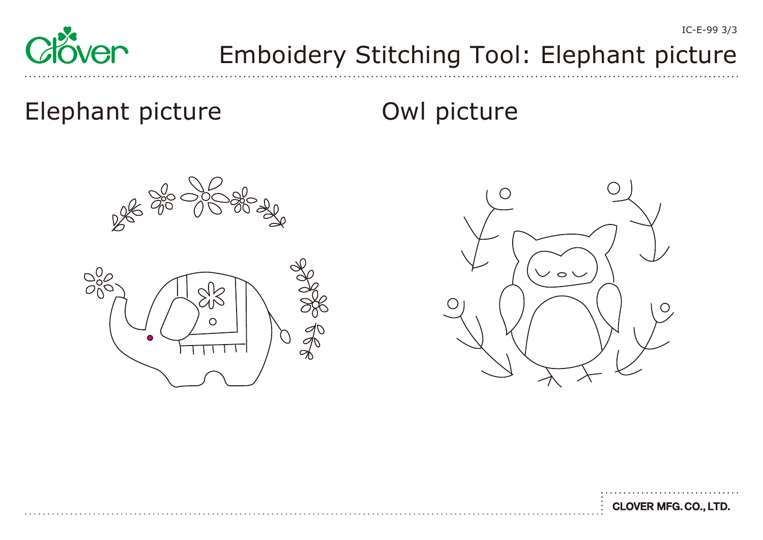# Emboidery Stitching Tool: Elephant picture

## Elephant picture

## Owl picture

CLOVER MFG. CO., LTD.